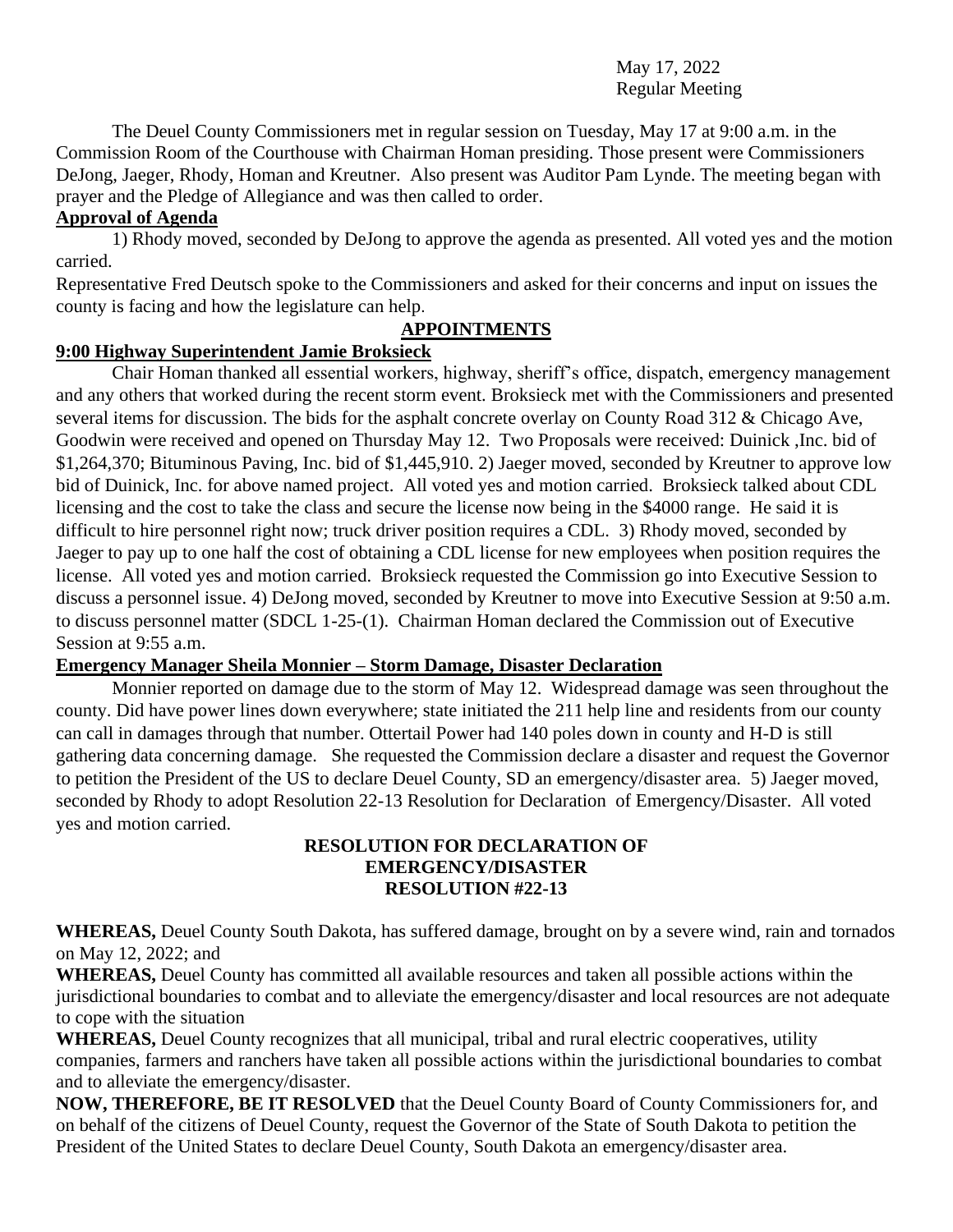May 17, 2022
Regular Meeting

The Deuel County Commissioners met in regular session on Tuesday, May 17 at 9:00 a.m. in the Commission Room of the Courthouse with Chairman Homan presiding. Those present were Commissioners DeJong, Jaeger, Rhody, Homan and Kreutner. Also present was Auditor Pam Lynde. The meeting began with prayer and the Pledge of Allegiance and was then called to order.

**Approval of Agenda**

1) Rhody moved, seconded by DeJong to approve the agenda as presented. All voted yes and the motion carried.

Representative Fred Deutsch spoke to the Commissioners and asked for their concerns and input on issues the county is facing and how the legislature can help.

## APPOINTMENTS

**9:00 Highway Superintendent Jamie Broksieck**

Chair Homan thanked all essential workers, highway, sheriff's office, dispatch, emergency management and any others that worked during the recent storm event. Broksieck met with the Commissioners and presented several items for discussion. The bids for the asphalt concrete overlay on County Road 312 & Chicago Ave, Goodwin were received and opened on Thursday May 12. Two Proposals were received: Duinick ,Inc. bid of $1,264,370; Bituminous Paving, Inc. bid of $1,445,910. 2) Jaeger moved, seconded by Kreutner to approve low bid of Duinick, Inc. for above named project. All voted yes and motion carried. Broksieck talked about CDL licensing and the cost to take the class and secure the license now being in the $4000 range. He said it is difficult to hire personnel right now; truck driver position requires a CDL. 3) Rhody moved, seconded by Jaeger to pay up to one half the cost of obtaining a CDL license for new employees when position requires the license. All voted yes and motion carried. Broksieck requested the Commission go into Executive Session to discuss a personnel issue. 4) DeJong moved, seconded by Kreutner to move into Executive Session at 9:50 a.m. to discuss personnel matter (SDCL 1-25-(1). Chairman Homan declared the Commission out of Executive Session at 9:55 a.m.

**Emergency Manager Sheila Monnier – Storm Damage, Disaster Declaration**

Monnier reported on damage due to the storm of May 12. Widespread damage was seen throughout the county. Did have power lines down everywhere; state initiated the 211 help line and residents from our county can call in damages through that number. Ottertail Power had 140 poles down in county and H-D is still gathering data concerning damage. She requested the Commission declare a disaster and request the Governor to petition the President of the US to declare Deuel County, SD an emergency/disaster area. 5) Jaeger moved, seconded by Rhody to adopt Resolution 22-13 Resolution for Declaration of Emergency/Disaster. All voted yes and motion carried.

**RESOLUTION FOR DECLARATION OF EMERGENCY/DISASTER RESOLUTION #22-13**

**WHEREAS,** Deuel County South Dakota, has suffered damage, brought on by a severe wind, rain and tornados on May 12, 2022; and

**WHEREAS,** Deuel County has committed all available resources and taken all possible actions within the jurisdictional boundaries to combat and to alleviate the emergency/disaster and local resources are not adequate to cope with the situation

**WHEREAS,** Deuel County recognizes that all municipal, tribal and rural electric cooperatives, utility companies, farmers and ranchers have taken all possible actions within the jurisdictional boundaries to combat and to alleviate the emergency/disaster.

**NOW, THEREFORE, BE IT RESOLVED** that the Deuel County Board of County Commissioners for, and on behalf of the citizens of Deuel County, request the Governor of the State of South Dakota to petition the President of the United States to declare Deuel County, South Dakota an emergency/disaster area.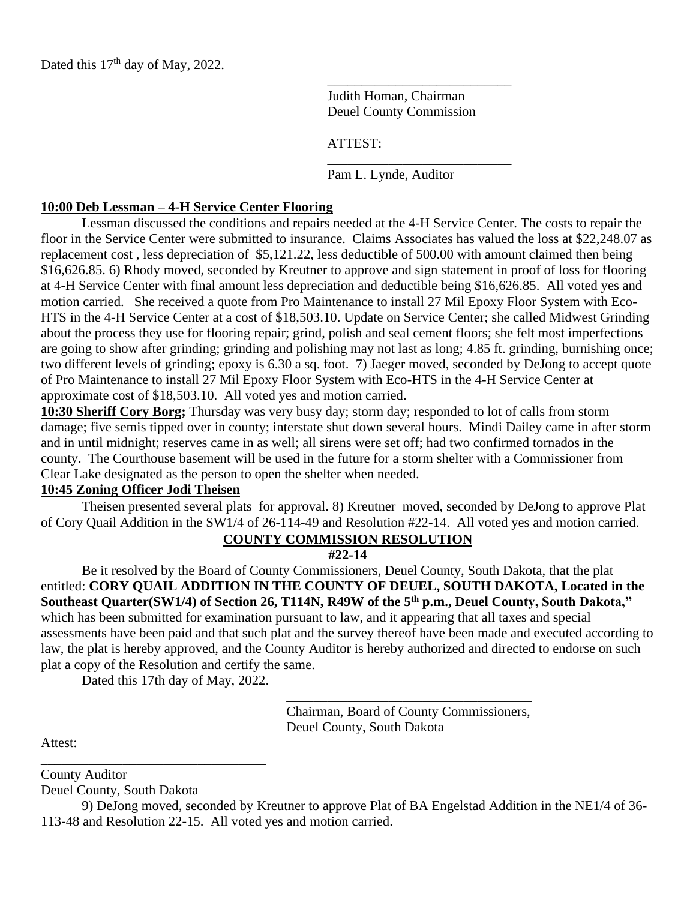Dated this 17th day of May, 2022.

\_\_\_\_\_\_\_\_\_\_\_\_\_\_\_\_\_\_\_\_\_\_\_\_\_\_\_
Judith Homan, Chairman
Deuel County Commission

ATTEST:

\_\_\_\_\_\_\_\_\_\_\_\_\_\_\_\_\_\_\_\_\_\_\_\_\_\_\_
Pam L. Lynde, Auditor

**10:00 Deb Lessman – 4-H Service Center Flooring**

Lessman discussed the conditions and repairs needed at the 4-H Service Center. The costs to repair the floor in the Service Center were submitted to insurance. Claims Associates has valued the loss at $22,248.07 as replacement cost , less depreciation of $5,121.22, less deductible of 500.00 with amount claimed then being $16,626.85. 6) Rhody moved, seconded by Kreutner to approve and sign statement in proof of loss for flooring at 4-H Service Center with final amount less depreciation and deductible being $16,626.85. All voted yes and motion carried. She received a quote from Pro Maintenance to install 27 Mil Epoxy Floor System with Eco-HTS in the 4-H Service Center at a cost of $18,503.10. Update on Service Center; she called Midwest Grinding about the process they use for flooring repair; grind, polish and seal cement floors; she felt most imperfections are going to show after grinding; grinding and polishing may not last as long; 4.85 ft. grinding, burnishing once; two different levels of grinding; epoxy is 6.30 a sq. foot. 7) Jaeger moved, seconded by DeJong to accept quote of Pro Maintenance to install 27 Mil Epoxy Floor System with Eco-HTS in the 4-H Service Center at approximate cost of $18,503.10. All voted yes and motion carried.

**10:30 Sheriff Cory Borg;** Thursday was very busy day; storm day; responded to lot of calls from storm damage; five semis tipped over in county; interstate shut down several hours. Mindi Dailey came in after storm and in until midnight; reserves came in as well; all sirens were set off; had two confirmed tornados in the county. The Courthouse basement will be used in the future for a storm shelter with a Commissioner from Clear Lake designated as the person to open the shelter when needed.

**10:45 Zoning Officer Jodi Theisen**

Theisen presented several plats for approval. 8) Kreutner moved, seconded by DeJong to approve Plat of Cory Quail Addition in the SW1/4 of 26-114-49 and Resolution #22-14. All voted yes and motion carried.

**COUNTY COMMISSION RESOLUTION**

**#22-14**

Be it resolved by the Board of County Commissioners, Deuel County, South Dakota, that the plat entitled: **CORY QUAIL ADDITION IN THE COUNTY OF DEUEL, SOUTH DAKOTA, Located in the Southeast Quarter(SW1/4) of Section 26, T114N, R49W of the 5th p.m., Deuel County, South Dakota,"** which has been submitted for examination pursuant to law, and it appearing that all taxes and special assessments have been paid and that such plat and the survey thereof have been made and executed according to law, the plat is hereby approved, and the County Auditor is hereby authorized and directed to endorse on such plat a copy of the Resolution and certify the same.

Dated this 17th day of May, 2022.

\_\_\_\_\_\_\_\_\_\_\_\_\_\_\_\_\_\_\_\_\_\_\_\_\_\_\_\_\_\_\_\_\_\_\_\_
Chairman, Board of County Commissioners,
Deuel County, South Dakota

Attest:

\_\_\_\_\_\_\_\_\_\_\_\_\_\_\_\_\_\_\_\_\_\_\_\_\_\_\_\_\_\_\_\_\_
County Auditor
Deuel County, South Dakota

9) DeJong moved, seconded by Kreutner to approve Plat of BA Engelstad Addition in the NE1/4 of 36-113-48 and Resolution 22-15. All voted yes and motion carried.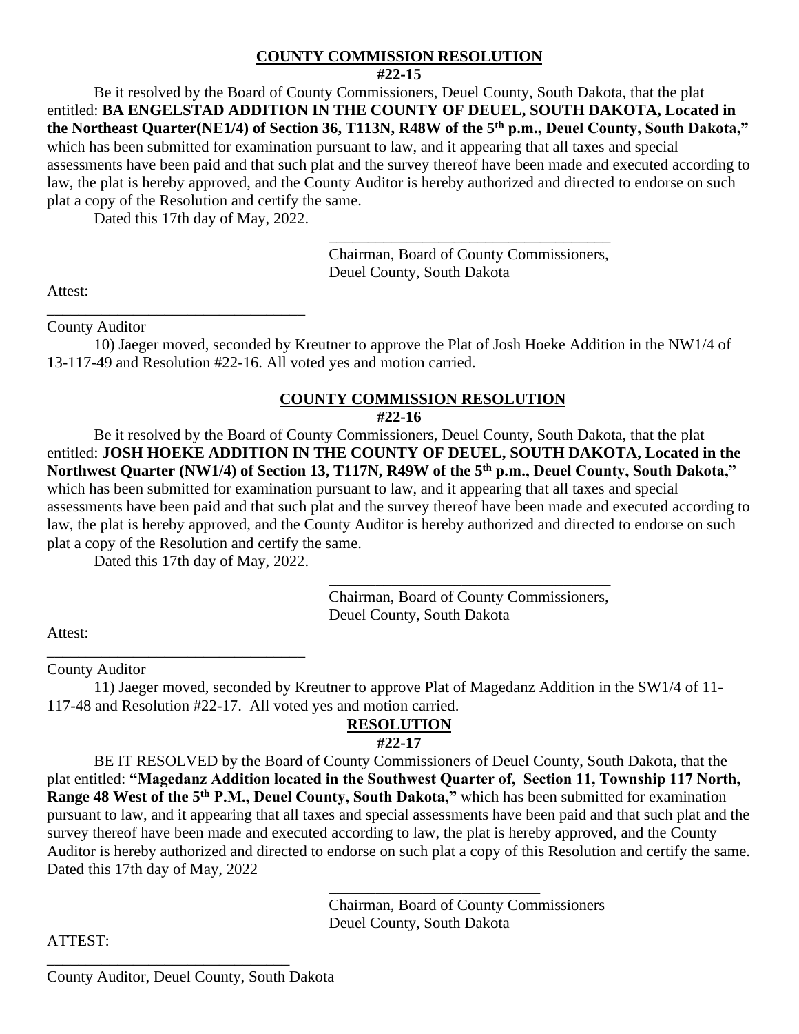**COUNTY COMMISSION RESOLUTION**

**#22-15**

Be it resolved by the Board of County Commissioners, Deuel County, South Dakota, that the plat entitled: **BA ENGELSTAD ADDITION IN THE COUNTY OF DEUEL, SOUTH DAKOTA, Located in the Northeast Quarter(NE1/4) of Section 36, T113N, R48W of the 5th p.m., Deuel County, South Dakota,"** which has been submitted for examination pursuant to law, and it appearing that all taxes and special assessments have been paid and that such plat and the survey thereof have been made and executed according to law, the plat is hereby approved, and the County Auditor is hereby authorized and directed to endorse on such plat a copy of the Resolution and certify the same.

Dated this 17th day of May, 2022.

\_\_\_\_\_\_\_\_\_\_\_\_\_\_\_\_\_\_\_\_\_\_\_\_\_\_\_\_\_\_\_\_\_\_\_\_
Chairman, Board of County Commissioners,
Deuel County, South Dakota

Attest:

\_\_\_\_\_\_\_\_\_\_\_\_\_\_\_\_\_\_\_\_\_\_\_\_\_\_\_\_\_\_\_\_\_\_
County Auditor

10) Jaeger moved, seconded by Kreutner to approve the Plat of Josh Hoeke Addition in the NW1/4 of 13-117-49 and Resolution #22-16. All voted yes and motion carried.

**COUNTY COMMISSION RESOLUTION**

**#22-16**

Be it resolved by the Board of County Commissioners, Deuel County, South Dakota, that the plat entitled: **JOSH HOEKE ADDITION IN THE COUNTY OF DEUEL, SOUTH DAKOTA, Located in the Northwest Quarter (NW1/4) of Section 13, T117N, R49W of the 5th p.m., Deuel County, South Dakota,"** which has been submitted for examination pursuant to law, and it appearing that all taxes and special assessments have been paid and that such plat and the survey thereof have been made and executed according to law, the plat is hereby approved, and the County Auditor is hereby authorized and directed to endorse on such plat a copy of the Resolution and certify the same.

Dated this 17th day of May, 2022.

\_\_\_\_\_\_\_\_\_\_\_\_\_\_\_\_\_\_\_\_\_\_\_\_\_\_\_\_\_\_\_\_\_\_\_\_
Chairman, Board of County Commissioners,
Deuel County, South Dakota

Attest:

\_\_\_\_\_\_\_\_\_\_\_\_\_\_\_\_\_\_\_\_\_\_\_\_\_\_\_\_\_\_\_\_\_\_
County Auditor

11) Jaeger moved, seconded by Kreutner to approve Plat of Magedanz Addition in the SW1/4 of 11-117-48 and Resolution #22-17. All voted yes and motion carried.

**RESOLUTION**

**#22-17**

BE IT RESOLVED by the Board of County Commissioners of Deuel County, South Dakota, that the plat entitled: **"Magedanz Addition located in the Southwest Quarter of, Section 11, Township 117 North, Range 48 West of the 5th P.M., Deuel County, South Dakota,"** which has been submitted for examination pursuant to law, and it appearing that all taxes and special assessments have been paid and that such plat and the survey thereof have been made and executed according to law, the plat is hereby approved, and the County Auditor is hereby authorized and directed to endorse on such plat a copy of this Resolution and certify the same. Dated this 17th day of May, 2022

\_\_\_\_\_\_\_\_\_\_\_\_\_\_\_\_\_\_\_\_\_\_\_\_\_\_\_\_
Chairman, Board of County Commissioners
Deuel County, South Dakota

ATTEST:

\_\_\_\_\_\_\_\_\_\_\_\_\_\_\_\_\_\_\_\_\_\_\_\_\_\_\_\_\_\_\_\_
County Auditor, Deuel County, South Dakota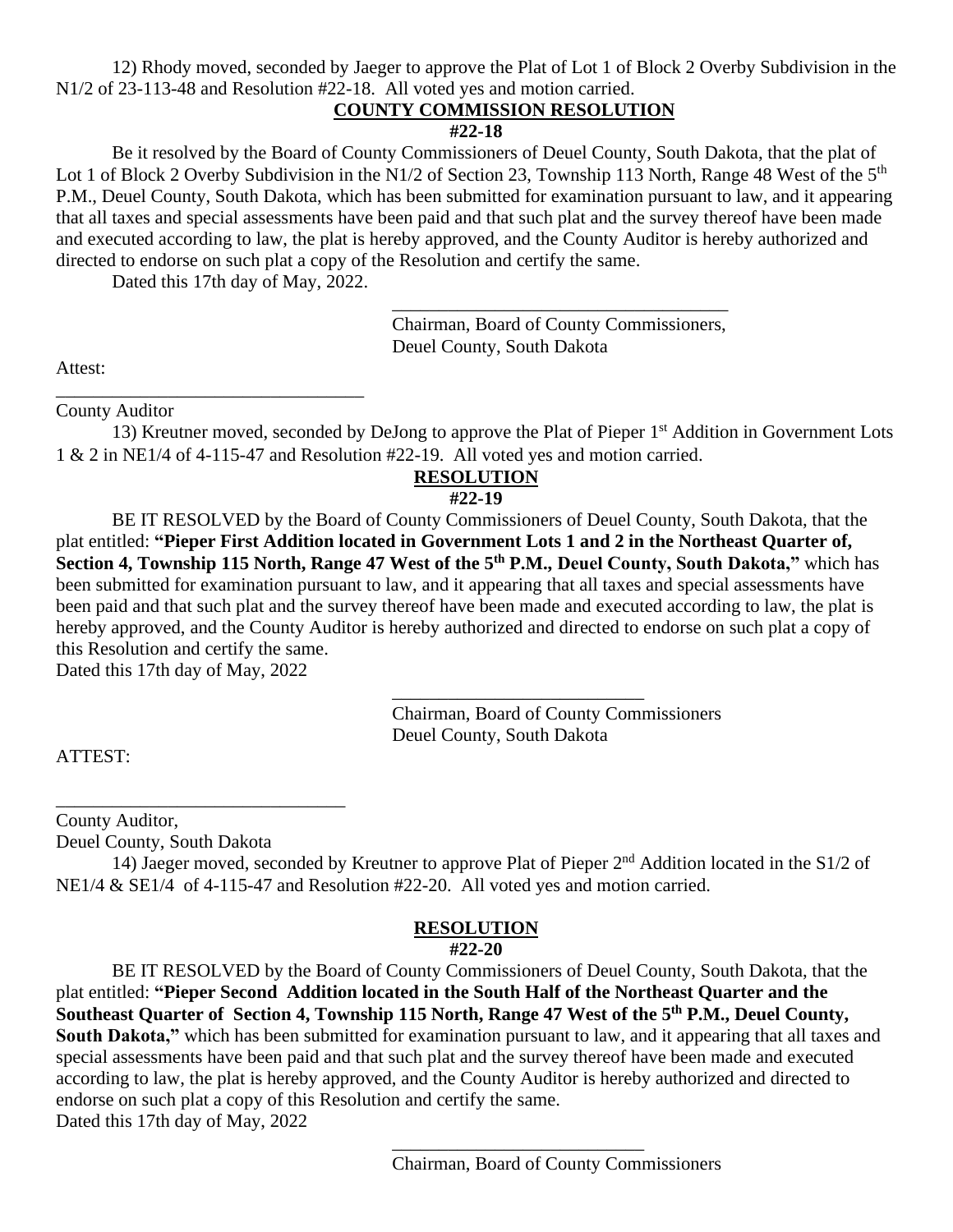12) Rhody moved, seconded by Jaeger to approve the Plat of Lot 1 of Block 2 Overby Subdivision in the N1/2 of 23-113-48 and Resolution #22-18. All voted yes and motion carried.

**COUNTY COMMISSION RESOLUTION**

**#22-18**

Be it resolved by the Board of County Commissioners of Deuel County, South Dakota, that the plat of Lot 1 of Block 2 Overby Subdivision in the N1/2 of Section 23, Township 113 North, Range 48 West of the 5th P.M., Deuel County, South Dakota, which has been submitted for examination pursuant to law, and it appearing that all taxes and special assessments have been paid and that such plat and the survey thereof have been made and executed according to law, the plat is hereby approved, and the County Auditor is hereby authorized and directed to endorse on such plat a copy of the Resolution and certify the same.

Dated this 17th day of May, 2022.

\_\_\_\_\_\_\_\_\_\_\_\_\_\_\_\_\_\_\_\_\_\_\_\_\_\_\_\_\_\_\_\_\_\_\_\_\_\_
Chairman, Board of County Commissioners,
Deuel County, South Dakota

Attest:

\_\_\_\_\_\_\_\_\_\_\_\_\_\_\_\_\_\_\_\_\_\_\_\_\_\_\_\_\_\_\_\_\_\_\_
County Auditor

13) Kreutner moved, seconded by DeJong to approve the Plat of Pieper 1st Addition in Government Lots 1 & 2 in NE1/4 of 4-115-47 and Resolution #22-19. All voted yes and motion carried.

**RESOLUTION**

**#22-19**

BE IT RESOLVED by the Board of County Commissioners of Deuel County, South Dakota, that the plat entitled: **"Pieper First Addition located in Government Lots 1 and 2 in the Northeast Quarter of, Section 4, Township 115 North, Range 47 West of the 5th P.M., Deuel County, South Dakota,"** which has been submitted for examination pursuant to law, and it appearing that all taxes and special assessments have been paid and that such plat and the survey thereof have been made and executed according to law, the plat is hereby approved, and the County Auditor is hereby authorized and directed to endorse on such plat a copy of this Resolution and certify the same.

Dated this 17th day of May, 2022

\_\_\_\_\_\_\_\_\_\_\_\_\_\_\_\_\_\_\_\_\_\_\_\_\_\_\_\_\_\_
Chairman, Board of County Commissioners
Deuel County, South Dakota

ATTEST:

\_\_\_\_\_\_\_\_\_\_\_\_\_\_\_\_\_\_\_\_\_\_\_\_\_\_\_\_\_\_\_\_\_
County Auditor,
Deuel County, South Dakota

14) Jaeger moved, seconded by Kreutner to approve Plat of Pieper 2nd Addition located in the S1/2 of NE1/4 & SE1/4 of 4-115-47 and Resolution #22-20. All voted yes and motion carried.

**RESOLUTION**

**#22-20**

BE IT RESOLVED by the Board of County Commissioners of Deuel County, South Dakota, that the plat entitled: **"Pieper Second Addition located in the South Half of the Northeast Quarter and the Southeast Quarter of Section 4, Township 115 North, Range 47 West of the 5th P.M., Deuel County, South Dakota,"** which has been submitted for examination pursuant to law, and it appearing that all taxes and special assessments have been paid and that such plat and the survey thereof have been made and executed according to law, the plat is hereby approved, and the County Auditor is hereby authorized and directed to endorse on such plat a copy of this Resolution and certify the same.

Dated this 17th day of May, 2022

\_\_\_\_\_\_\_\_\_\_\_\_\_\_\_\_\_\_\_\_\_\_\_\_\_\_\_\_\_\_
Chairman, Board of County Commissioners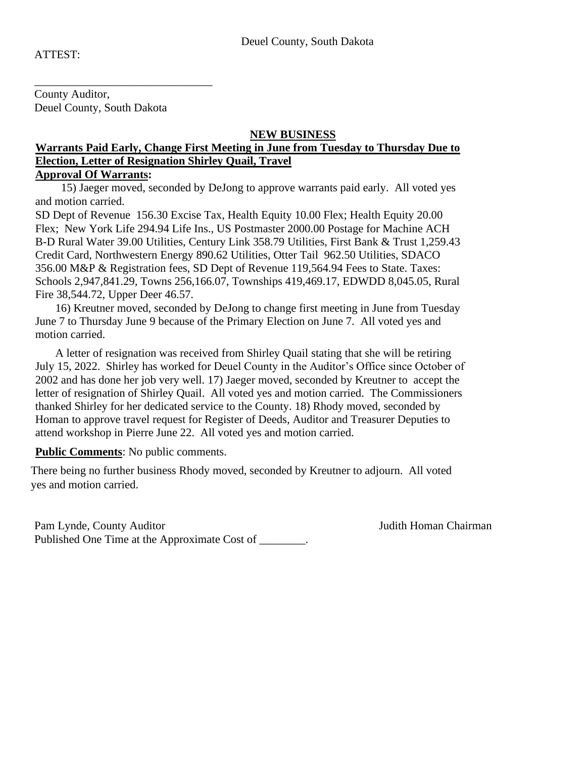Deuel County, South Dakota

ATTEST:

_______________________________

County Auditor,
Deuel County, South Dakota

**NEW BUSINESS**

**Warrants Paid Early, Change First Meeting in June from Tuesday to Thursday Due to Election, Letter of Resignation Shirley Quail, Travel**

**Approval Of Warrants:**

15) Jaeger moved, seconded by DeJong to approve warrants paid early. All voted yes and motion carried.

SD Dept of Revenue 156.30 Excise Tax, Health Equity 10.00 Flex; Health Equity 20.00 Flex; New York Life 294.94 Life Ins., US Postmaster 2000.00 Postage for Machine ACH B-D Rural Water 39.00 Utilities, Century Link 358.79 Utilities, First Bank & Trust 1,259.43 Credit Card, Northwestern Energy 890.62 Utilities, Otter Tail 962.50 Utilities, SDACO 356.00 M&P & Registration fees, SD Dept of Revenue 119,564.94 Fees to State. Taxes: Schools 2,947,841.29, Towns 256,166.07, Townships 419,469.17, EDWDD 8,045.05, Rural Fire 38,544.72, Upper Deer 46.57.

16) Kreutner moved, seconded by DeJong to change first meeting in June from Tuesday June 7 to Thursday June 9 because of the Primary Election on June 7. All voted yes and motion carried.

A letter of resignation was received from Shirley Quail stating that she will be retiring July 15, 2022. Shirley has worked for Deuel County in the Auditor's Office since October of 2002 and has done her job very well. 17) Jaeger moved, seconded by Kreutner to accept the letter of resignation of Shirley Quail. All voted yes and motion carried. The Commissioners thanked Shirley for her dedicated service to the County. 18) Rhody moved, seconded by Homan to approve travel request for Register of Deeds, Auditor and Treasurer Deputies to attend workshop in Pierre June 22. All voted yes and motion carried.

**Public Comments**: No public comments.

There being no further business Rhody moved, seconded by Kreutner to adjourn. All voted yes and motion carried.

Pam Lynde, County Auditor　　　　　　　　　　Judith Homan Chairman

Published One Time at the Approximate Cost of ________.